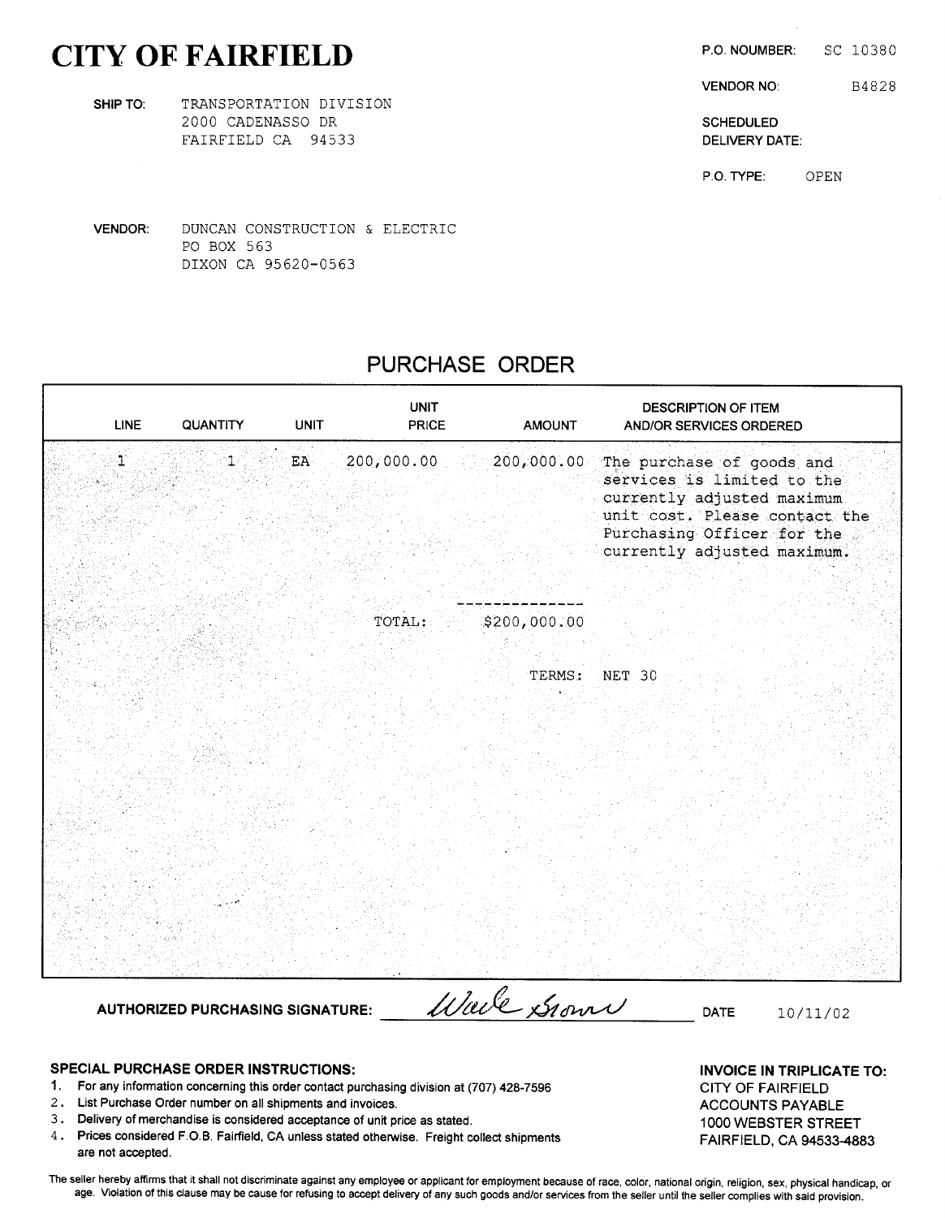# CITY OF FAIRFIELD

**P.O. NOUMBER:** SC 10380

**VENDOR NO:** B4828

**SCHEDULED DELIVERY DATE:**

**P.O. TYPE:** OPEN

**SHIP TO:** TRANSPORTATION DIVISION
2000 CADENASSO DR
FAIRFIELD CA 94533

**VENDOR:** DUNCAN CONSTRUCTION & ELECTRIC
PO BOX 563
DIXON CA 95620-0563

## PURCHASE ORDER

| LINE | QUANTITY | UNIT | UNIT PRICE | AMOUNT | DESCRIPTION OF ITEM AND/OR SERVICES ORDERED |
|---|---|---|---|---|---|
| 1 | 1 | EA | 200,000.00 | 200,000.00 | The purchase of goods and services is limited to the currently adjusted maximum unit cost. Please contact the Purchasing Officer for the currently adjusted maximum. |
| | | | TOTAL: | $200,000.00 | |
| | | | | TERMS: | NET 30 |

**AUTHORIZED PURCHASING SIGNATURE:** Wade Brown **DATE** 10/11/02

**SPECIAL PURCHASE ORDER INSTRUCTIONS:**

1. For any information concerning this order contact purchasing division at (707) 428-7596
2. List Purchase Order number on all shipments and invoices.
3. Delivery of merchandise is considered acceptance of unit price as stated.
4. Prices considered F.O.B. Fairfield, CA unless stated otherwise. Freight collect shipments are not accepted.

**INVOICE IN TRIPLICATE TO:**
CITY OF FAIRFIELD
ACCOUNTS PAYABLE
1000 WEBSTER STREET
FAIRFIELD, CA 94533-4883

The seller hereby affirms that it shall not discriminate against any employee or applicant for employment because of race, color, national origin, religion, sex, physical handicap, or age. Violation of this clause may be cause for refusing to accept delivery of any such goods and/or services from the seller until the seller complies with said provision.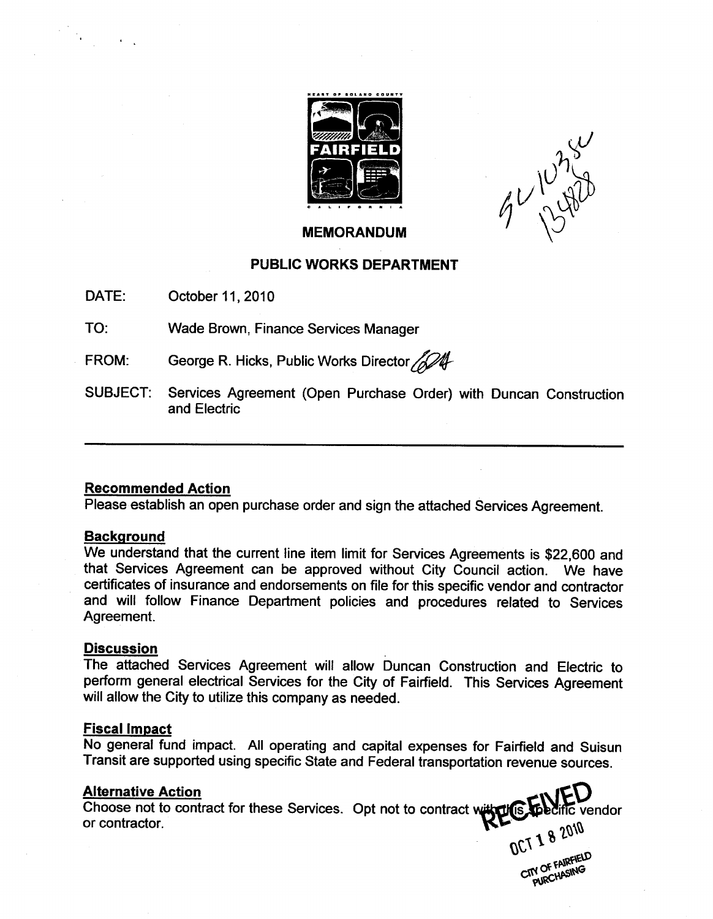FAIRFIELD

CALIFORNIA

SU 1035U
134828

**MEMORANDUM**

**PUBLIC WORKS DEPARTMENT**

DATE: October 11, 2010

TO: Wade Brown, Finance Services Manager

FROM: George R. Hicks, Public Works Director

SUBJECT: Services Agreement (Open Purchase Order) with Duncan Construction and Electric

---

**Recommended Action**

Please establish an open purchase order and sign the attached Services Agreement.

**Background**

We understand that the current line item limit for Services Agreements is $22,600 and that Services Agreement can be approved without City Council action. We have certificates of insurance and endorsements on file for this specific vendor and contractor and will follow Finance Department policies and procedures related to Services Agreement.

**Discussion**

The attached Services Agreement will allow Duncan Construction and Electric to perform general electrical Services for the City of Fairfield. This Services Agreement will allow the City to utilize this company as needed.

**Fiscal Impact**

No general fund impact. All operating and capital expenses for Fairfield and Suisun Transit are supported using specific State and Federal transportation revenue sources.

**Alternative Action**

Choose not to contract for these Services. Opt not to contract with this specific vendor or contractor.

RECEIVED
OCT 18 2010
CITY OF FAIRFIELD
PURCHASING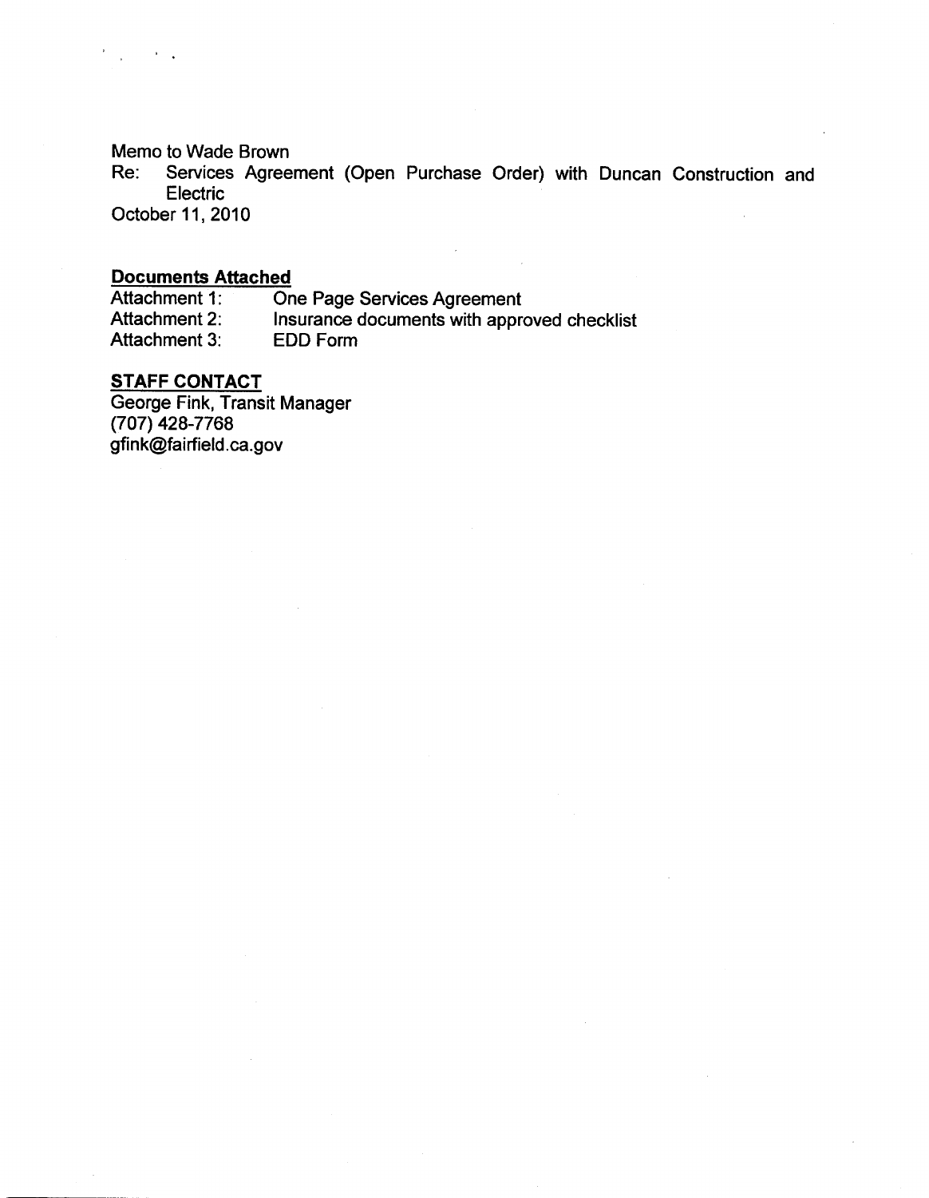Memo to Wade Brown
Re: Services Agreement (Open Purchase Order) with Duncan Construction and Electric
October 11, 2010

**Documents Attached**

| | |
|---|---|
| Attachment 1: | One Page Services Agreement |
| Attachment 2: | Insurance documents with approved checklist |
| Attachment 3: | EDD Form |

**STAFF CONTACT**

George Fink, Transit Manager
(707) 428-7768
gfink@fairfield.ca.gov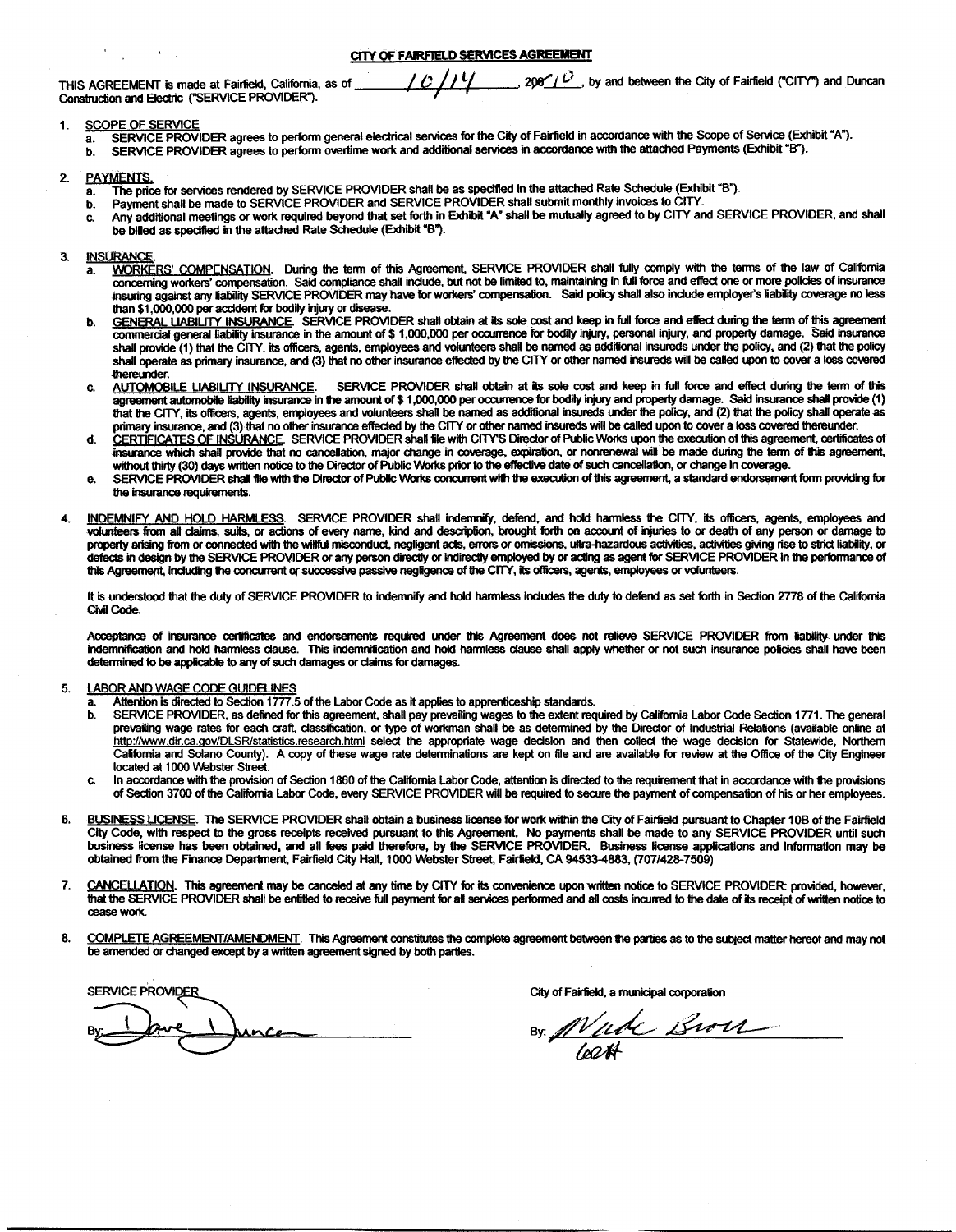# CITY OF FAIRFIELD SERVICES AGREEMENT

THIS AGREEMENT is made at Fairfield, California, as of 10/14, 2010, by and between the City of Fairfield ("CITY") and Duncan Construction and Electric ("SERVICE PROVIDER").

1. SCOPE OF SERVICE
   a. SERVICE PROVIDER agrees to perform general electrical services for the City of Fairfield in accordance with the Scope of Service (Exhibit "A").
   b. SERVICE PROVIDER agrees to perform overtime work and additional services in accordance with the attached Payments (Exhibit "B").

2. PAYMENTS.
   a. The price for services rendered by SERVICE PROVIDER shall be as specified in the attached Rate Schedule (Exhibit "B").
   b. Payment shall be made to SERVICE PROVIDER and SERVICE PROVIDER shall submit monthly invoices to CITY.
   c. Any additional meetings or work required beyond that set forth in Exhibit "A" shall be mutually agreed to by CITY and SERVICE PROVIDER, and shall be billed as specified in the attached Rate Schedule (Exhibit "B").

3. INSURANCE.
   a. WORKERS' COMPENSATION. During the term of this Agreement, SERVICE PROVIDER shall fully comply with the terms of the law of California concerning workers' compensation. Said compliance shall include, but not be limited to, maintaining in full force and effect one or more policies of insurance insuring against any liability SERVICE PROVIDER may have for workers' compensation. Said policy shall also include employer's liability coverage no less than $1,000,000 per accident for bodily injury or disease.
   b. GENERAL LIABILITY INSURANCE. SERVICE PROVIDER shall obtain at its sole cost and keep in full force and effect during the term of this agreement commercial general liability insurance in the amount of $ 1,000,000 per occurrence for bodily injury, personal injury, and property damage. Said insurance shall provide (1) that the CITY, its officers, agents, employees and volunteers shall be named as additional insureds under the policy, and (2) that the policy shall operate as primary insurance, and (3) that no other insurance effected by the CITY or other named insureds will be called upon to cover a loss covered thereunder.
   c. AUTOMOBILE LIABILITY INSURANCE. SERVICE PROVIDER shall obtain at its sole cost and keep in full force and effect during the term of this agreement automobile liability insurance in the amount of $ 1,000,000 per occurrence for bodily injury and property damage. Said insurance shall provide (1) that the CITY, its officers, agents, employees and volunteers shall be named as additional insureds under the policy, and (2) that the policy shall operate as primary insurance, and (3) that no other insurance effected by the CITY or other named insureds will be called upon to cover a loss covered thereunder.
   d. CERTIFICATES OF INSURANCE. SERVICE PROVIDER shall file with CITY'S Director of Public Works upon the execution of this agreement, certificates of insurance which shall provide that no cancellation, major change in coverage, expiration, or nonrenewal will be made during the term of this agreement, without thirty (30) days written notice to the Director of Public Works prior to the effective date of such cancellation, or change in coverage.
   e. SERVICE PROVIDER shall file with the Director of Public Works concurrent with the execution of this agreement, a standard endorsement form providing for the insurance requirements.

4. INDEMNIFY AND HOLD HARMLESS. SERVICE PROVIDER shall indemnify, defend, and hold harmless the CITY, its officers, agents, employees and volunteers from all claims, suits, or actions of every name, kind and description, brought forth on account of injuries to or death of any person or damage to property arising from or connected with the willful misconduct, negligent acts, errors or omissions, ultra-hazardous activities, activities giving rise to strict liability, or defects in design by the SERVICE PROVIDER or any person directly or indirectly employed by or acting as agent for SERVICE PROVIDER in the performance of this Agreement, including the concurrent or successive passive negligence of the CITY, its officers, agents, employees or volunteers.

   It is understood that the duty of SERVICE PROVIDER to indemnify and hold harmless includes the duty to defend as set forth in Section 2778 of the California Civil Code.

   Acceptance of insurance certificates and endorsements required under this Agreement does not relieve SERVICE PROVIDER from liability under this indemnification and hold harmless clause. This indemnification and hold harmless clause shall apply whether or not such insurance policies shall have been determined to be applicable to any of such damages or claims for damages.

5. LABOR AND WAGE CODE GUIDELINES
   a. Attention is directed to Section 1777.5 of the Labor Code as it applies to apprenticeship standards.
   b. SERVICE PROVIDER, as defined for this agreement, shall pay prevailing wages to the extent required by California Labor Code Section 1771. The general prevailing wage rates for each craft, classification, or type of workman shall be as determined by the Director of Industrial Relations (available online at http://www.dir.ca.gov/DLSR/statistics.research.html select the appropriate wage decision and then collect the wage decision for Statewide, Northern California and Solano County). A copy of these wage rate determinations are kept on file and are available for review at the Office of the City Engineer located at 1000 Webster Street.
   c. In accordance with the provision of Section 1860 of the California Labor Code, attention is directed to the requirement that in accordance with the provisions of Section 3700 of the California Labor Code, every SERVICE PROVIDER will be required to secure the payment of compensation of his or her employees.

6. BUSINESS LICENSE. The SERVICE PROVIDER shall obtain a business license for work within the City of Fairfield pursuant to Chapter 10B of the Fairfield City Code, with respect to the gross receipts received pursuant to this Agreement. No payments shall be made to any SERVICE PROVIDER until such business license has been obtained, and all fees paid therefore, by the SERVICE PROVIDER. Business license applications and information may be obtained from the Finance Department, Fairfield City Hall, 1000 Webster Street, Fairfield, CA 94533-4883, (707/428-7509)

7. CANCELLATION. This agreement may be canceled at any time by CITY for its convenience upon written notice to SERVICE PROVIDER: provided, however, that the SERVICE PROVIDER shall be entitled to receive full payment for all services performed and all costs incurred to the date of its receipt of written notice to cease work.

8. COMPLETE AGREEMENT/AMENDMENT. This Agreement constitutes the complete agreement between the parties as to the subject matter hereof and may not be amended or changed except by a written agreement signed by both parties.

| SERVICE PROVIDER | City of Fairfield, a municipal corporation |
|---|---|
| By: Dave Duncan | By: Wade Brown |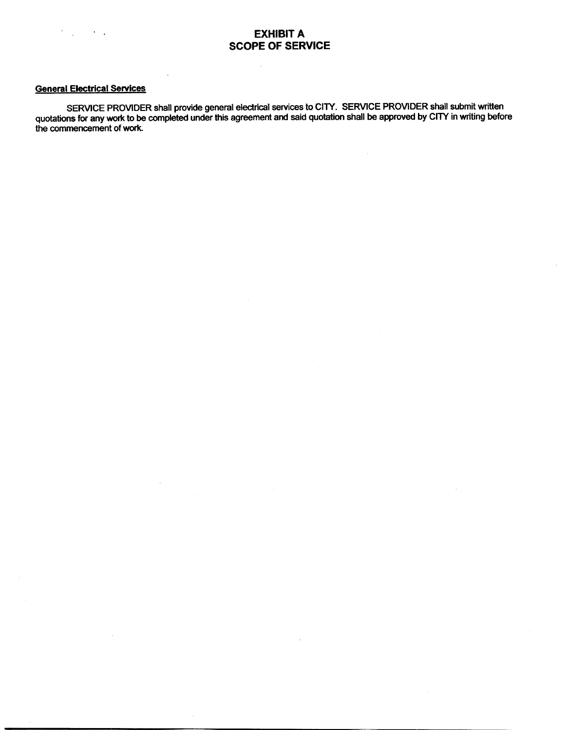# EXHIBIT A
# SCOPE OF SERVICE

**General Electrical Services**

SERVICE PROVIDER shall provide general electrical services to CITY. SERVICE PROVIDER shall submit written quotations for any work to be completed under this agreement and said quotation shall be approved by CITY in writing before the commencement of work.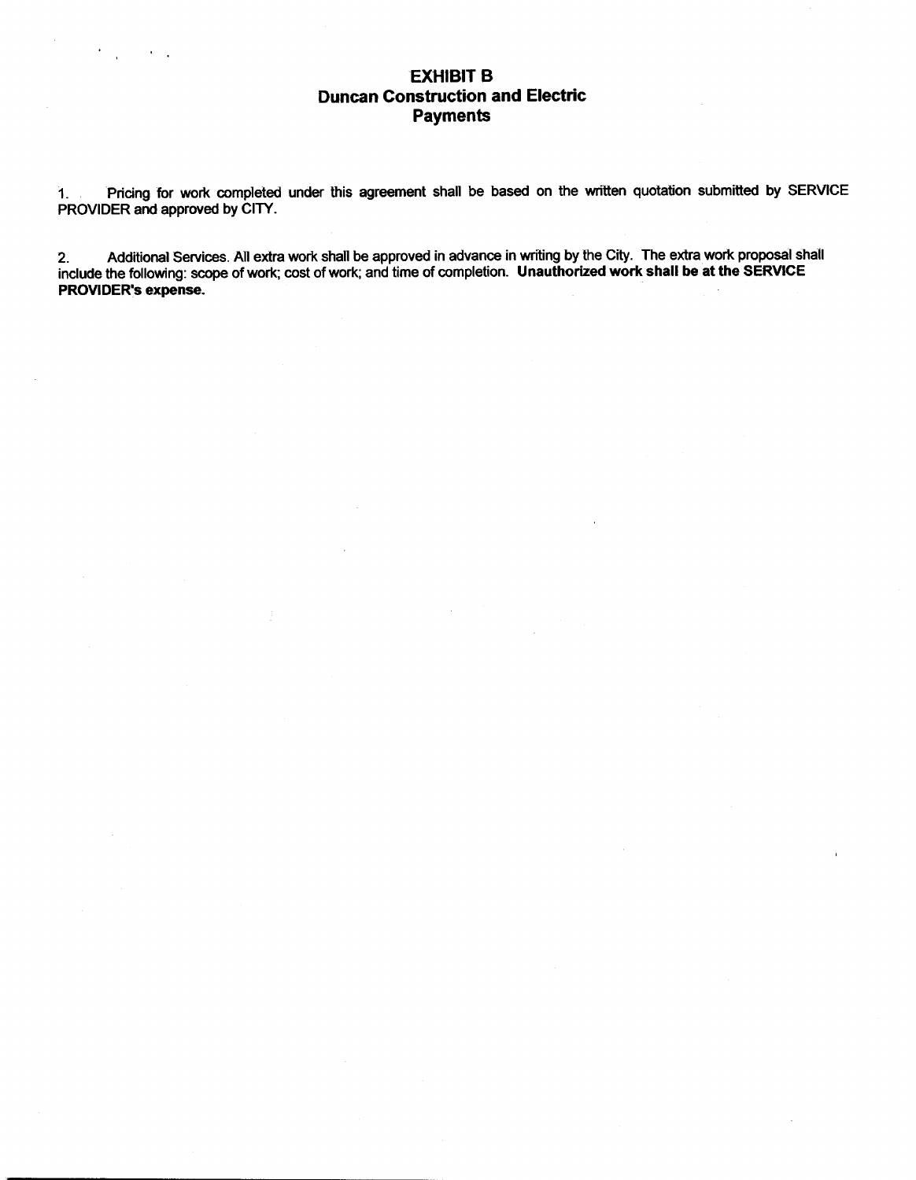# EXHIBIT B
## Duncan Construction and Electric
## Payments

1. Pricing for work completed under this agreement shall be based on the written quotation submitted by SERVICE PROVIDER and approved by CITY.

2. Additional Services. All extra work shall be approved in advance in writing by the City. The extra work proposal shall include the following: scope of work; cost of work; and time of completion. **Unauthorized work shall be at the SERVICE PROVIDER's expense.**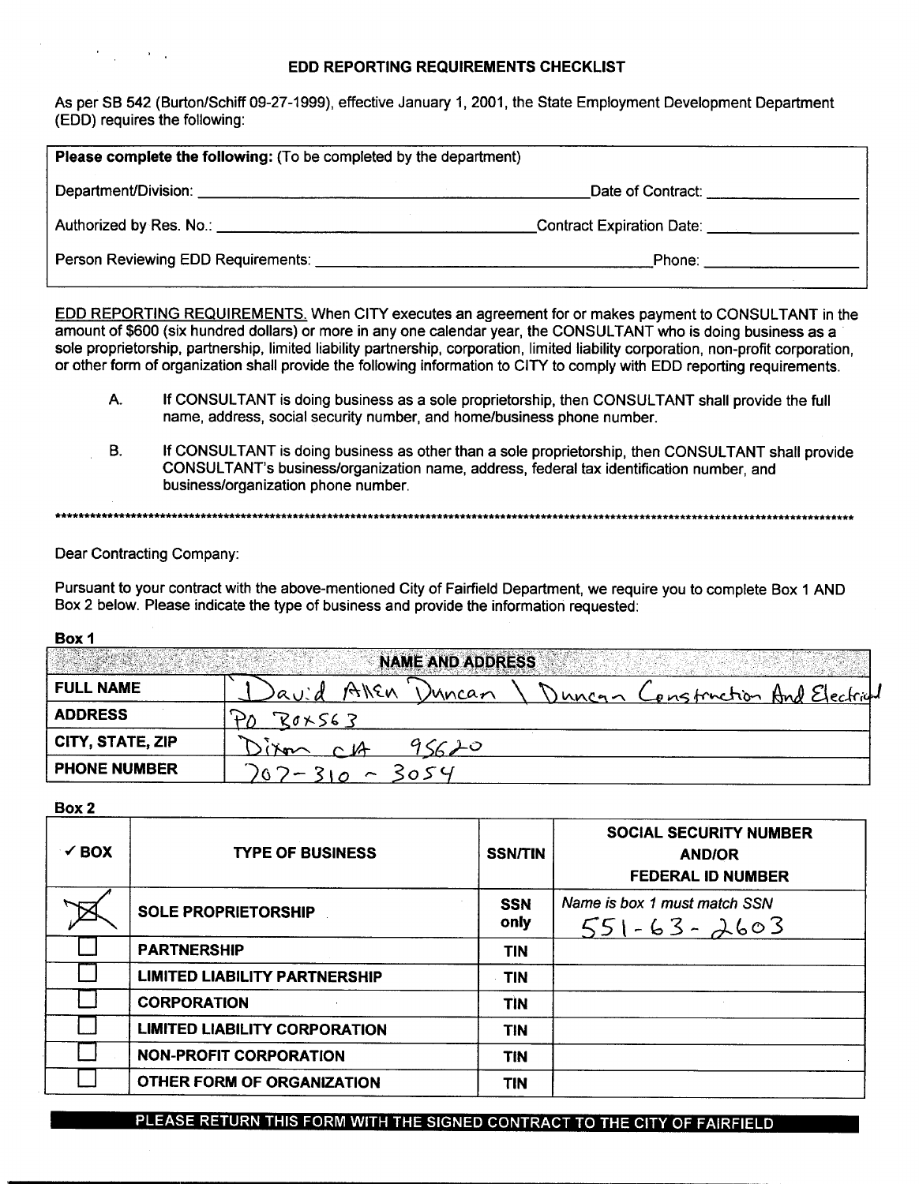# EDD REPORTING REQUIREMENTS CHECKLIST

As per SB 542 (Burton/Schiff 09-27-1999), effective January 1, 2001, the State Employment Development Department (EDD) requires the following:

| **Please complete the following:** (To be completed by the department) | |
|---|---|
| Department/Division: ______________________ | Date of Contract: ______________ |
| Authorized by Res. No.: ______________________ | Contract Expiration Date: ______________ |
| Person Reviewing EDD Requirements: ______________________ | Phone: ______________ |

EDD REPORTING REQUIREMENTS. When CITY executes an agreement for or makes payment to CONSULTANT in the amount of $600 (six hundred dollars) or more in any one calendar year, the CONSULTANT who is doing business as a sole proprietorship, partnership, limited liability partnership, corporation, limited liability corporation, non-profit corporation, or other form of organization shall provide the following information to CITY to comply with EDD reporting requirements.

A. If CONSULTANT is doing business as a sole proprietorship, then CONSULTANT shall provide the full name, address, social security number, and home/business phone number.

B. If CONSULTANT is doing business as other than a sole proprietorship, then CONSULTANT shall provide CONSULTANT's business/organization name, address, federal tax identification number, and business/organization phone number.

---

Dear Contracting Company:

Pursuant to your contract with the above-mentioned City of Fairfield Department, we require you to complete Box 1 AND Box 2 below. Please indicate the type of business and provide the information requested:

**Box 1**

| NAME AND ADDRESS | |
|---|---|
| **FULL NAME** | David Allen Duncan \ Duncan Construction And Electrical |
| **ADDRESS** | PO BOX 563 |
| **CITY, STATE, ZIP** | Dixon CA 95620 |
| **PHONE NUMBER** | 707-310-3054 |

**Box 2**

| ✓ BOX | TYPE OF BUSINESS | SSN/TIN | SOCIAL SECURITY NUMBER AND/OR FEDERAL ID NUMBER |
|---|---|---|---|
| ☒ | **SOLE PROPRIETORSHIP** | **SSN only** | *Name is box 1 must match SSN* 551-63-2603 |
| ☐ | **PARTNERSHIP** | **TIN** | |
| ☐ | **LIMITED LIABILITY PARTNERSHIP** | **TIN** | |
| ☐ | **CORPORATION** | **TIN** | |
| ☐ | **LIMITED LIABILITY CORPORATION** | **TIN** | |
| ☐ | **NON-PROFIT CORPORATION** | **TIN** | |
| ☐ | **OTHER FORM OF ORGANIZATION** | **TIN** | |

**PLEASE RETURN THIS FORM WITH THE SIGNED CONTRACT TO THE CITY OF FAIRFIELD**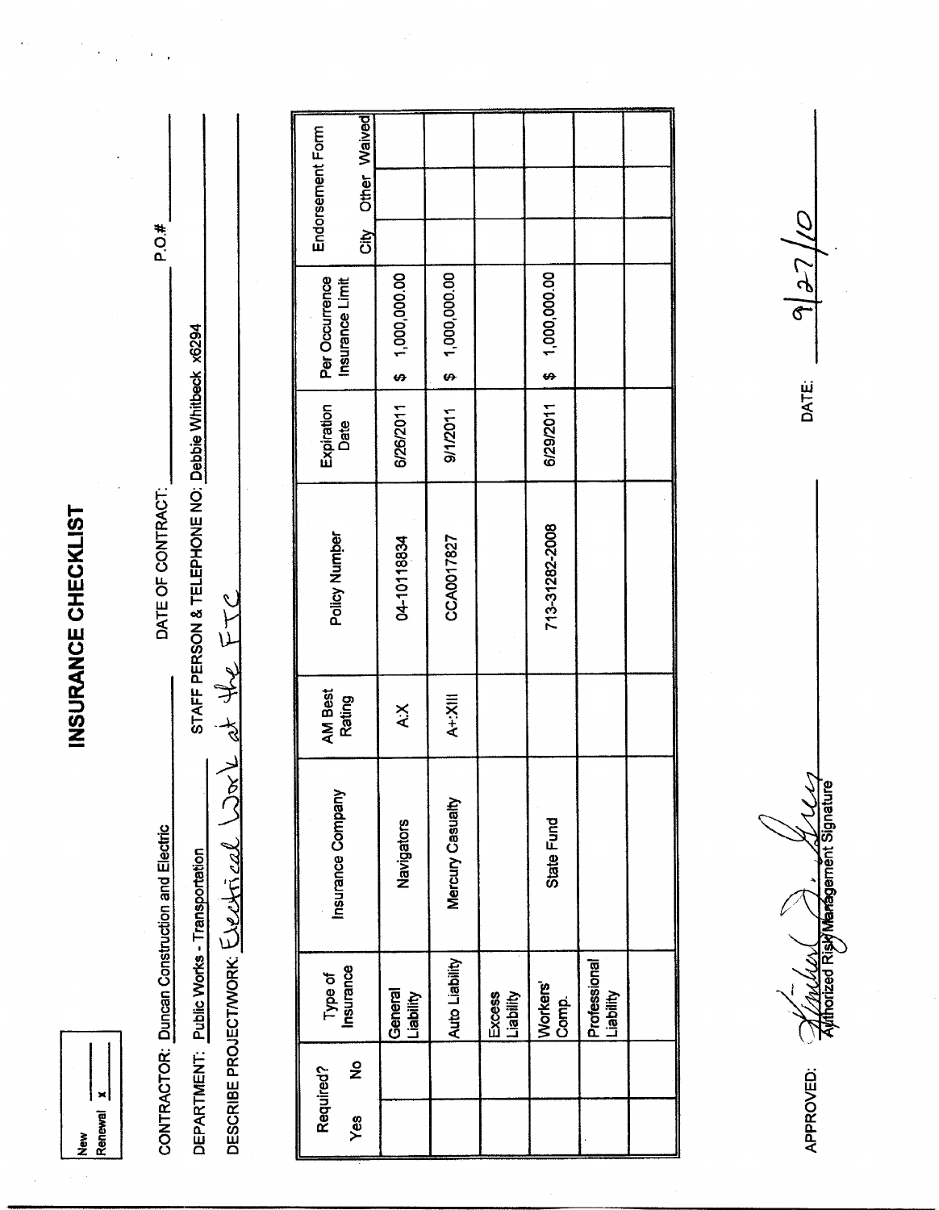# INSURANCE CHECKLIST

New
Renewal x

CONTRACTOR: Duncan Construction and Electric DATE OF CONTRACT: P.O.#

DEPARTMENT: Public Works - Transportation STAFF PERSON & TELEPHONE NO: Debbie Whitbeck x6294

DESCRIBE PROJECT/WORK: Electrical Work at the FTC

| Required? Yes | No | Type of Insurance | Insurance Company | AM Best Rating | Policy Number | Expiration Date | Per Occurrence Insurance Limit | Endorsement Form City | Other | Waived |
|---|---|---|---|---|---|---|---|---|---|---|
| | | General Liability | Navigators | A:X | 04-10118834 | 6/26/2011 | $ 1,000,000.00 | | | |
| | | Auto Liability | Mercury Casualty | A+:XIII | CCA0017827 | 9/1/2011 | $ 1,000,000.00 | | | |
| | | Excess Liability | | | | | | | | |
| | | Workers' Comp. | State Fund | | 713-31282-2008 | 6/29/2011 | $ 1,000,000.00 | | | |
| | | Professional Liability | | | | | | | | |
| | | | | | | | | | | |

APPROVED: Kimberly D. Grey
Authorized Risk Management Signature

DATE: 9/27/10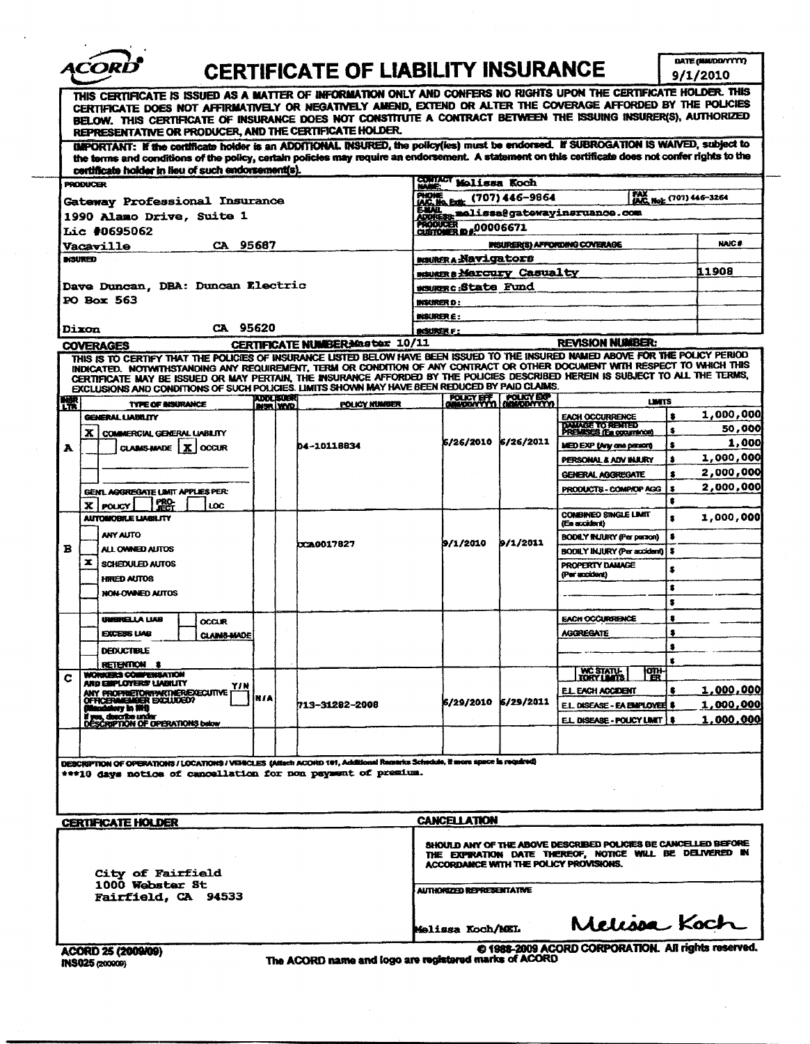# ACORD CERTIFICATE OF LIABILITY INSURANCE

DATE (MM/DD/YYYY) 9/1/2010

THIS CERTIFICATE IS ISSUED AS A MATTER OF INFORMATION ONLY AND CONFERS NO RIGHTS UPON THE CERTIFICATE HOLDER. THIS CERTIFICATE DOES NOT AFFIRMATIVELY OR NEGATIVELY AMEND, EXTEND OR ALTER THE COVERAGE AFFORDED BY THE POLICIES BELOW. THIS CERTIFICATE OF INSURANCE DOES NOT CONSTITUTE A CONTRACT BETWEEN THE ISSUING INSURER(S), AUTHORIZED REPRESENTATIVE OR PRODUCER, AND THE CERTIFICATE HOLDER.

IMPORTANT: If the certificate holder is an ADDITIONAL INSURED, the policy(ies) must be endorsed. If SUBROGATION IS WAIVED, subject to the terms and conditions of the policy, certain policies may require an endorsement. A statement on this certificate does not confer rights to the certificate holder in lieu of such endorsement(s).

| PRODUCER | CONTACT |
|---|---|
| Gateway Professional Insurance<br>1990 Alamo Drive, Suite 1<br>Lic #0695062<br>Vacaville CA 95687 | CONTACT NAME: Melissa Koch<br>PHONE (A/C, No, Ext): (707) 446-9864 FAX (A/C, No): (707) 446-3264<br>E-MAIL ADDRESS: melissa@gatewayinsruance.com<br>PRODUCER CUSTOMER ID #: 00006671 |

| INSURED | INSURER(S) AFFORDING COVERAGE | NAIC # |
|---|---|---|
| Dave Duncan, DBA: Duncan Electric<br>PO Box 563<br>Dixon CA 95620 | INSURER A: Navigators | |
| | INSURER B: Mercury Casualty | 11908 |
| | INSURER C: State Fund | |
| | INSURER D: | |
| | INSURER E: | |
| | INSURER F: | |

## COVERAGES

CERTIFICATE NUMBER: Master 10/11 REVISION NUMBER:

THIS IS TO CERTIFY THAT THE POLICIES OF INSURANCE LISTED BELOW HAVE BEEN ISSUED TO THE INSURED NAMED ABOVE FOR THE POLICY PERIOD INDICATED. NOTWITHSTANDING ANY REQUIREMENT, TERM OR CONDITION OF ANY CONTRACT OR OTHER DOCUMENT WITH RESPECT TO WHICH THIS CERTIFICATE MAY BE ISSUED OR MAY PERTAIN, THE INSURANCE AFFORDED BY THE POLICIES DESCRIBED HEREIN IS SUBJECT TO ALL THE TERMS, EXCLUSIONS AND CONDITIONS OF SUCH POLICIES. LIMITS SHOWN MAY HAVE BEEN REDUCED BY PAID CLAIMS.

| INSR LTR | TYPE OF INSURANCE | ADDL INSR | SUBR WVD | POLICY NUMBER | POLICY EFF (MM/DD/YYYY) | POLICY EXP (MM/DD/YYYY) | LIMITS | |
|---|---|---|---|---|---|---|---|---|
| A | GENERAL LIABILITY<br>X COMMERCIAL GENERAL LIABILITY<br>CLAIMS-MADE X OCCUR<br>GEN'L AGGREGATE LIMIT APPLIES PER: X POLICY PRO-JECT LOC | | | 04-10118834 | 6/26/2010 | 6/26/2011 | EACH OCCURRENCE | $ 1,000,000 |
| | | | | | | | DAMAGE TO RENTED PREMISES (Ea occurrence) | $ 50,000 |
| | | | | | | | MED EXP (Any one person) | $ 1,000 |
| | | | | | | | PERSONAL & ADV INJURY | $ 1,000,000 |
| | | | | | | | GENERAL AGGREGATE | $ 2,000,000 |
| | | | | | | | PRODUCTS - COMP/OP AGG | $ 2,000,000 |
| B | AUTOMOBILE LIABILITY<br>ANY AUTO<br>ALL OWNED AUTOS<br>X SCHEDULED AUTOS<br>HIRED AUTOS<br>NON-OWNED AUTOS | | | CCA0017827 | 9/1/2010 | 9/1/2011 | COMBINED SINGLE LIMIT (Ea accident) | $ 1,000,000 |
| | | | | | | | BODILY INJURY (Per person) | $ |
| | | | | | | | BODILY INJURY (Per accident) | $ |
| | | | | | | | PROPERTY DAMAGE (Per accident) | $ |
| | UMBRELLA LIAB OCCUR<br>EXCESS LIAB CLAIMS-MADE<br>DEDUCTIBLE<br>RETENTION $ | | | | | | EACH OCCURRENCE | $ |
| | | | | | | | AGGREGATE | $ |
| C | WORKERS COMPENSATION AND EMPLOYERS' LIABILITY Y/N<br>ANY PROPRIETOR/PARTNER/EXECUTIVE OFFICER/MEMBER EXCLUDED? (Mandatory in NH)<br>If yes, describe under DESCRIPTION OF OPERATIONS below | N/A | | 713-31282-2008 | 6/29/2010 | 6/29/2011 | WC STATU-TORY LIMITS / OTH-ER | |
| | | | | | | | E.L. EACH ACCIDENT | $ 1,000,000 |
| | | | | | | | E.L. DISEASE - EA EMPLOYEE | $ 1,000,000 |
| | | | | | | | E.L. DISEASE - POLICY LIMIT | $ 1,000,000 |

DESCRIPTION OF OPERATIONS / LOCATIONS / VEHICLES (Attach ACORD 101, Additional Remarks Schedule, if more space is required)

***10 days notice of cancellation for non payment of premium.

| CERTIFICATE HOLDER | CANCELLATION |
|---|---|
| City of Fairfield<br>1000 Webster St<br>Fairfield, CA 94533 | SHOULD ANY OF THE ABOVE DESCRIBED POLICIES BE CANCELLED BEFORE THE EXPIRATION DATE THEREOF, NOTICE WILL BE DELIVERED IN ACCORDANCE WITH THE POLICY PROVISIONS.<br><br>AUTHORIZED REPRESENTATIVE<br>Melissa Koch/MEL Melissa Koch |

ACORD 25 (2009/09)
INS025 (200909)

© 1988-2009 ACORD CORPORATION. All rights reserved.
The ACORD name and logo are registered marks of ACORD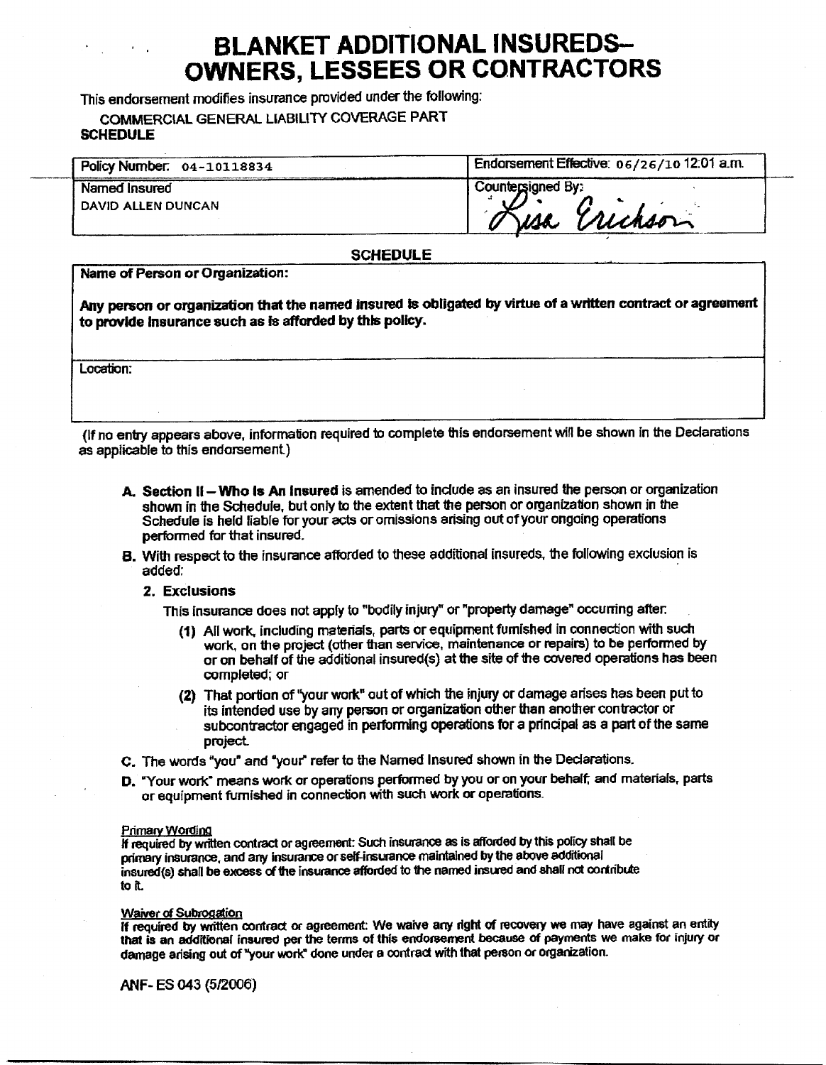# BLANKET ADDITIONAL INSUREDS–OWNERS, LESSEES OR CONTRACTORS

This endorsement modifies insurance provided under the following:

COMMERCIAL GENERAL LIABILITY COVERAGE PART

**SCHEDULE**

| Policy Number: 04-10118834 | Endorsement Effective: 06/26/10 12:01 a.m. |
|---|---|
| Named Insured<br>DAVID ALLEN DUNCAN | Countersigned By:<br>Lisa Erickson |

**SCHEDULE**

| Name of Person or Organization: |
|---|
| **Any person or organization that the named insured is obligated by virtue of a written contract or agreement to provide insurance such as is afforded by this policy.** |
| Location: |

(If no entry appears above, information required to complete this endorsement will be shown in the Declarations as applicable to this endorsement.)

**A. Section II – Who Is An Insured** is amended to include as an insured the person or organization shown in the Schedule, but only to the extent that the person or organization shown in the Schedule is held liable for your acts or omissions arising out of your ongoing operations performed for that insured.

**B.** With respect to the insurance afforded to these additional insureds, the following exclusion is added:

**2. Exclusions**

This insurance does not apply to "bodily injury" or "property damage" occurring after:

**(1)** All work, including materials, parts or equipment furnished in connection with such work, on the project (other than service, maintenance or repairs) to be performed by or on behalf of the additional insured(s) at the site of the covered operations has been completed; or

**(2)** That portion of "your work" out of which the injury or damage arises has been put to its intended use by any person or organization other than another contractor or subcontractor engaged in performing operations for a principal as a part of the same project.

**C.** The words "you" and "your" refer to the Named Insured shown in the Declarations.

**D.** "Your work" means work or operations performed by you or on your behalf; and materials, parts or equipment furnished in connection with such work or operations.

Primary Wording

If required by written contract or agreement: Such insurance as is afforded by this policy shall be primary insurance, and any insurance or self-insurance maintained by the above additional insured(s) shall be excess of the insurance afforded to the named insured and shall not contribute to it.

Waiver of Subrogation

If required by written contract or agreement: We waive any right of recovery we may have against an entity that is an additional insured per the terms of this endorsement because of payments we make for injury or damage arising out of "your work" done under a contract with that person or organization.

ANF- ES 043 (5/2006)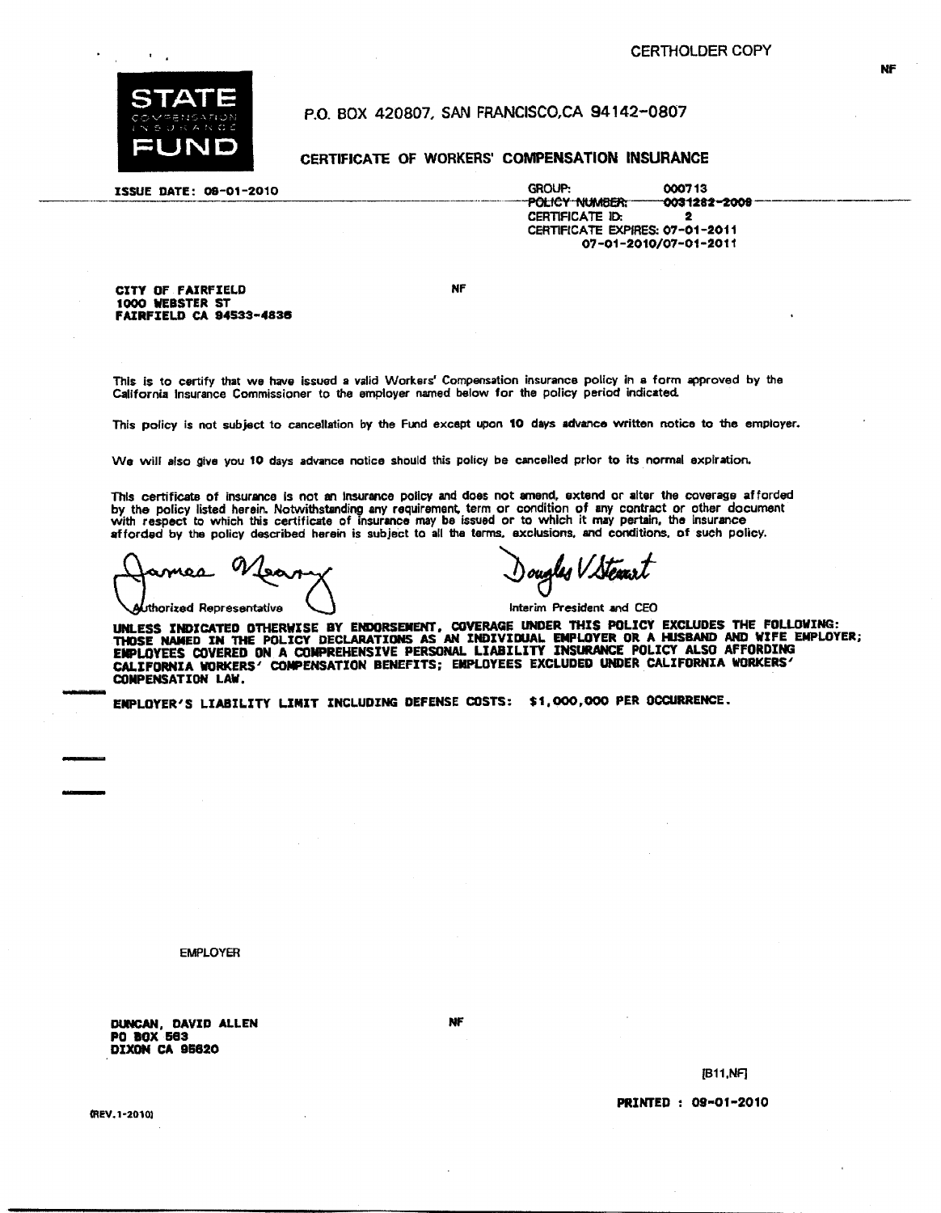CERTHOLDER COPY

NF

**STATE COMPENSATION INSURANCE FUND**

P.O. BOX 420807, SAN FRANCISCO,CA 94142-0807

## CERTIFICATE OF WORKERS' COMPENSATION INSURANCE

**ISSUE DATE: 09-01-2010**

GROUP: 000713
POLICY NUMBER: 0031282-2009
CERTIFICATE ID: 2
CERTIFICATE EXPIRES: 07-01-2011
07-01-2010/07-01-2011

**CITY OF FAIRFIELD**
**1000 WEBSTER ST**
**FAIRFIELD CA 94533-4836**

NF

This is to certify that we have issued a valid Workers' Compensation insurance policy in a form approved by the California Insurance Commissioner to the employer named below for the policy period indicated.

This policy is not subject to cancellation by the Fund except upon **10** days advance written notice to the employer.

We will also give you **10** days advance notice should this policy be cancelled prior to its normal expiration.

This certificate of insurance is not an insurance policy and does not amend, extend or alter the coverage afforded by the policy listed herein. Notwithstanding any requirement, term or condition of any contract or other document with respect to which this certificate of insurance may be issued or to which it may pertain, the insurance afforded by the policy described herein is subject to all the terms, exclusions, and conditions, of such policy.

Authorized Representative

Interim President and CEO

**UNLESS INDICATED OTHERWISE BY ENDORSEMENT, COVERAGE UNDER THIS POLICY EXCLUDES THE FOLLOWING: THOSE NAMED IN THE POLICY DECLARATIONS AS AN INDIVIDUAL EMPLOYER OR A HUSBAND AND WIFE EMPLOYER; EMPLOYEES COVERED ON A COMPREHENSIVE PERSONAL LIABILITY INSURANCE POLICY ALSO AFFORDING CALIFORNIA WORKERS' COMPENSATION BENEFITS; EMPLOYEES EXCLUDED UNDER CALIFORNIA WORKERS' COMPENSATION LAW.**

**EMPLOYER'S LIABILITY LIMIT INCLUDING DEFENSE COSTS: $1,000,000 PER OCCURRENCE.**

EMPLOYER

**DUNCAN, DAVID ALLEN**
**PO BOX 563**
**DIXON CA 95620**

NF

[B11,NF]

**PRINTED : 09-01-2010**

(REV.1-2010)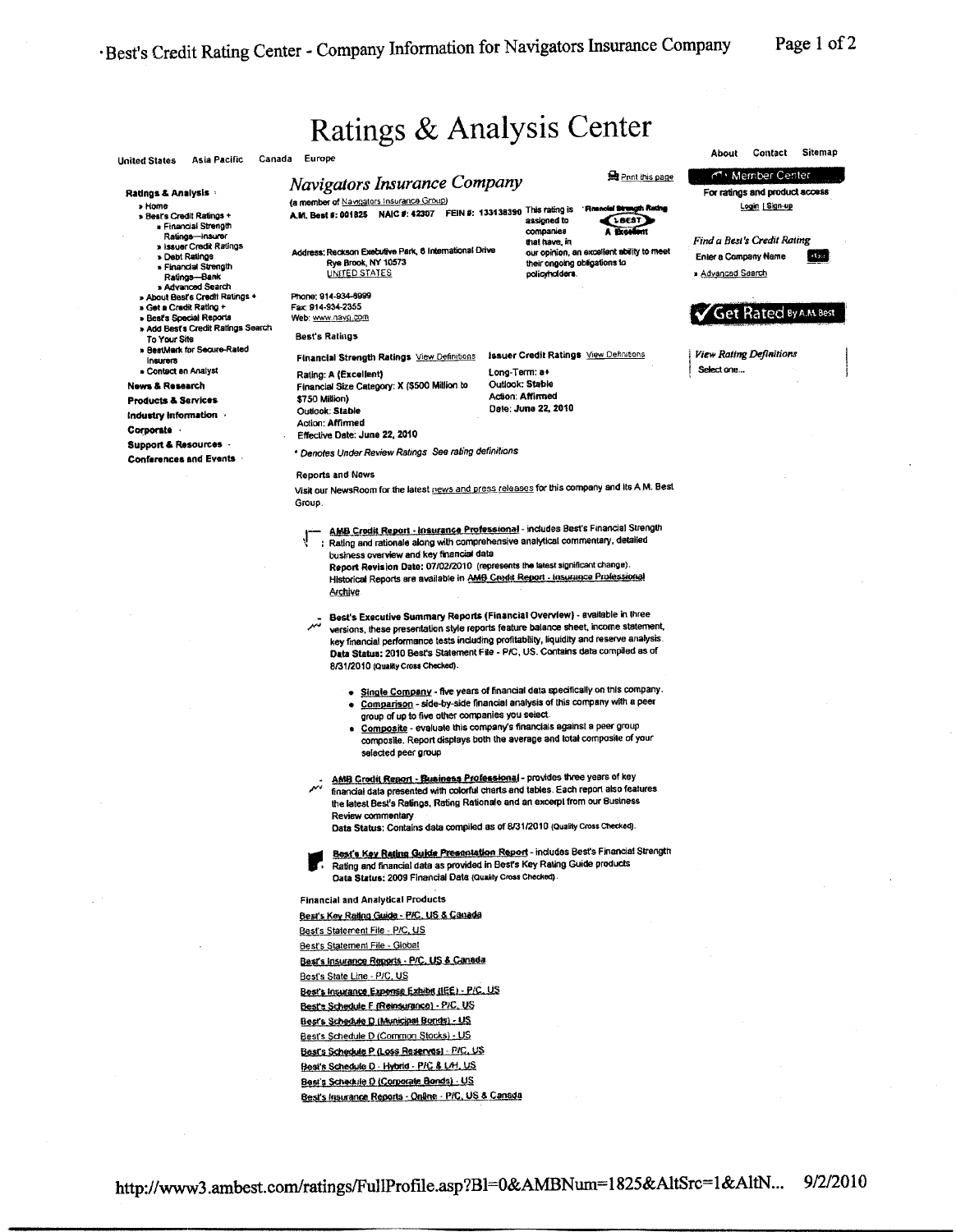# Ratings & Analysis Center

United States Asia Pacific Canada Europe

About Contact Sitemap

**Ratings & Analysis**

- Home
- Best's Credit Ratings +
  - Financial Strength Ratings—Insurer
  - Issuer Credit Ratings
  - Debt Ratings
  - Financial Strength Ratings—Bank
  - Advanced Search
- About Best's Credit Ratings +
- Get a Credit Rating +
- Best's Special Reports
- Add Best's Credit Ratings Search To Your Site
- BestMark for Secure-Rated Insurers
- Contact an Analyst

**News & Research**

**Products & Services**

**Industry Information**

**Corporate**

**Support & Resources**

**Conferences and Events**

## *Navigators Insurance Company*

Print this page

(a member of Navigators Insurance Group)

A.M. Best #: 001825 NAIC #: 42307 FEIN #: 133138390

This rating is assigned to companies that have, in our opinion, an excellent ability to meet their ongoing obligations to policyholders.

Financial Strength Rating — BEST — A Excellent

Address: Reckson Executive Park, 6 International Drive
Rye Brook, NY 10573
UNITED STATES

Phone: 914-934-8999
Fax: 914-934-2355
Web: www.navg.com

### Best's Ratings

**Financial Strength Ratings** View Definitions

Rating: A (Excellent)
Financial Size Category: X ($500 Million to $750 Million)
Outlook: Stable
Action: Affirmed
Effective Date: June 22, 2010

**Issuer Credit Ratings** View Definitions

Long-Term: a+
Outlook: Stable
Action: Affirmed
Date: June 22, 2010

* Denotes Under Review Ratings See rating definitions

### Reports and News

Visit our NewsRoom for the latest news and press releases for this company and its A.M. Best Group.

**AMB Credit Report - Insurance Professional** - includes Best's Financial Strength Rating and rationale along with comprehensive analytical commentary, detailed business overview and key financial data
**Report Revision Date:** 07/02/2010 (represents the latest significant change).
Historical Reports are available in AMB Credit Report - Insurance Professional Archive

**Best's Executive Summary Reports (Financial Overview)** - available in three versions, these presentation style reports feature balance sheet, income statement, key financial performance tests including profitability, liquidity and reserve analysis.
**Data Status:** 2010 Best's Statement File - P/C, US. Contains data compiled as of 8/31/2010 (Quality Cross Checked).

- **Single Company** - five years of financial data specifically on this company.
- **Comparison** - side-by-side financial analysis of this company with a peer group of up to five other companies you select.
- **Composite** - evaluate this company's financials against a peer group composite. Report displays both the average and total composite of your selected peer group

**AMB Credit Report - Business Professional** - provides three years of key financial data presented with colorful charts and tables. Each report also features the latest Best's Ratings, Rating Rationale and an excerpt from our Business Review commentary
Data Status: Contains data compiled as of 8/31/2010 (Quality Cross Checked).

**Best's Key Rating Guide Presentation Report** - includes Best's Financial Strength Rating and financial data as provided in Best's Key Rating Guide products
**Data Status:** 2009 Financial Data (Quality Cross Checked).

### Financial and Analytical Products

Best's Key Rating Guide - P/C, US & Canada
Best's Statement File - P/C, US
Best's Statement File - Global
Best's Insurance Reports - P/C, US & Canada
Best's State Line - P/C, US
Best's Insurance Expense Exhibit (IEE) - P/C, US
Best's Schedule F (Reinsurance) - P/C, US
Best's Schedule D (Municipal Bonds) - US
Best's Schedule D (Common Stocks) - US
Best's Schedule P (Loss Reserves) - P/C, US
Best's Schedule D - Hybrid - P/C & L/H, US
Best's Schedule D (Corporate Bonds) - US
Best's Insurance Reports - Online - P/C, US & Canada

Member Center
For ratings and product access
Login | Sign-up

*Find a Best's Credit Rating*
Enter a Company Name
Advanced Search

Get Rated By A.M. Best

*View Rating Definitions*
Select one...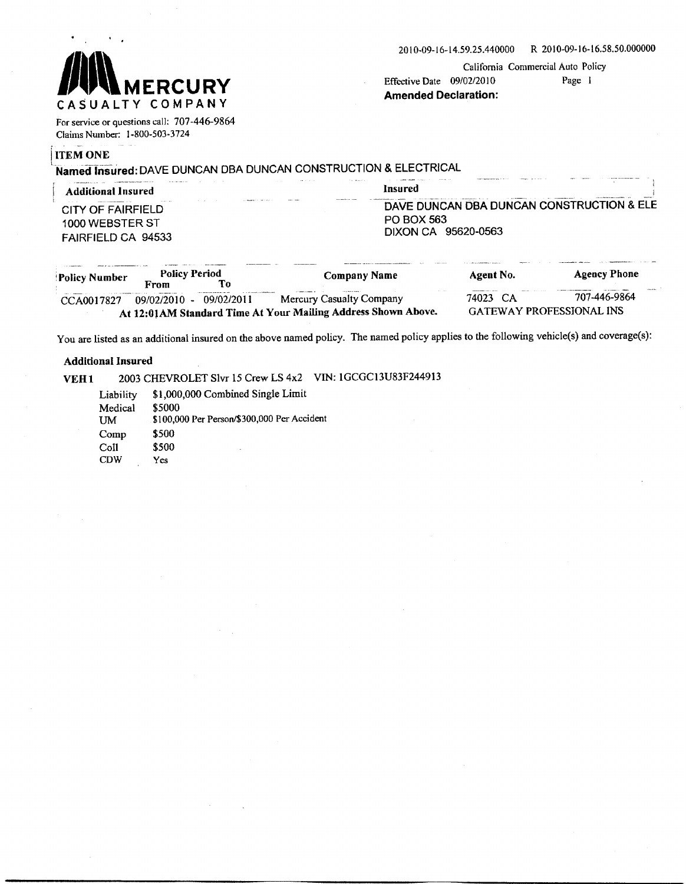MERCURY CASUALTY COMPANY

For service or questions call: 707-446-9864
Claims Number: 1-800-503-3724

2010-09-16-14.59.25.440000 R 2010-09-16-16.58.50.000000

California Commercial Auto Policy
Effective Date 09/02/2010 Page 1
**Amended Declaration:**

## ITEM ONE

**Named Insured:** DAVE DUNCAN DBA DUNCAN CONSTRUCTION & ELECTRICAL

| Additional Insured | Insured |
|---|---|
| CITY OF FAIRFIELD<br>1000 WEBSTER ST<br>FAIRFIELD CA 94533 | DAVE DUNCAN DBA DUNCAN CONSTRUCTION & ELE<br>PO BOX 563<br>DIXON CA 95620-0563 |

| Policy Number | Policy Period From | To | Company Name | Agent No. | Agency Phone |
|---|---|---|---|---|---|
| CCA0017827 | 09/02/2010 - | 09/02/2011 | Mercury Casualty Company | 74023 CA | 707-446-9864 |

**At 12:01AM Standard Time At Your Mailing Address Shown Above.** GATEWAY PROFESSIONAL INS

You are listed as an additional insured on the above named policy. The named policy applies to the following vehicle(s) and coverage(s):

**Additional Insured**

**VEH 1** 2003 CHEVROLET Slvr 15 Crew LS 4x2 VIN: 1GCGC13U83F244913

| | |
|---|---|
| Liability | $1,000,000 Combined Single Limit |
| Medical | $5000 |
| UM | $100,000 Per Person/$300,000 Per Accident |
| Comp | $500 |
| Coll | $500 |
| CDW | Yes |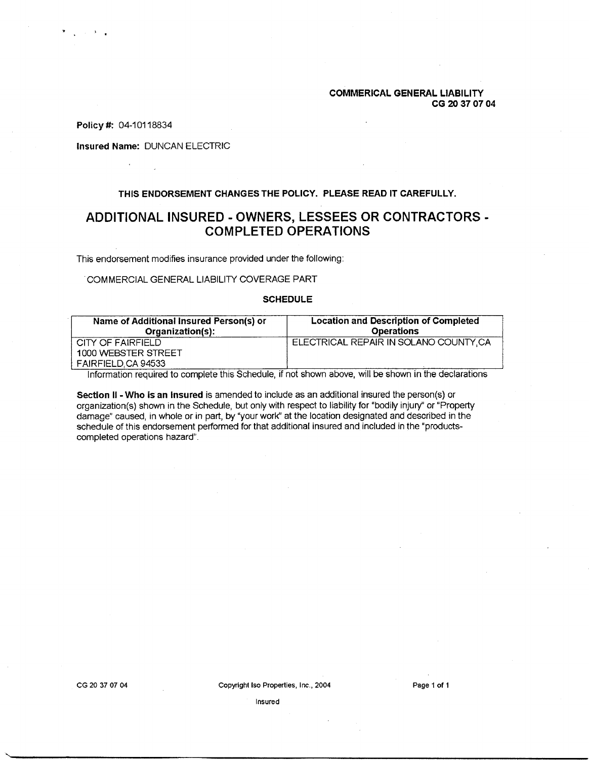**COMMERICAL GENERAL LIABILITY**
**CG 20 37 07 04**

**Policy #:** 04-10118834

**Insured Name:** DUNCAN ELECTRIC

**THIS ENDORSEMENT CHANGES THE POLICY. PLEASE READ IT CAREFULLY.**

# ADDITIONAL INSURED - OWNERS, LESSEES OR CONTRACTORS - COMPLETED OPERATIONS

This endorsement modifies insurance provided under the following:

COMMERCIAL GENERAL LIABILITY COVERAGE PART

**SCHEDULE**

| Name of Additional Insured Person(s) or Organization(s): | Location and Description of Completed Operations |
|---|---|
| CITY OF FAIRFIELD<br>1000 WEBSTER STREET<br>FAIRFIELD,CA 94533 | ELECTRICAL REPAIR IN SOLANO COUNTY,CA |

Information required to complete this Schedule, if not shown above, will be shown in the declarations

**Section II - Who is an Insured** is amended to include as an additional insured the person(s) or organization(s) shown in the Schedule, but only with respect to liability for "bodily injury" or "Property damage" caused, in whole or in part, by "your work" at the location designated and described in the schedule of this endorsement performed for that additional insured and included in the "products-completed operations hazard".

CG 20 37 07 04 Copyright Iso Properties, Inc., 2004

Insured